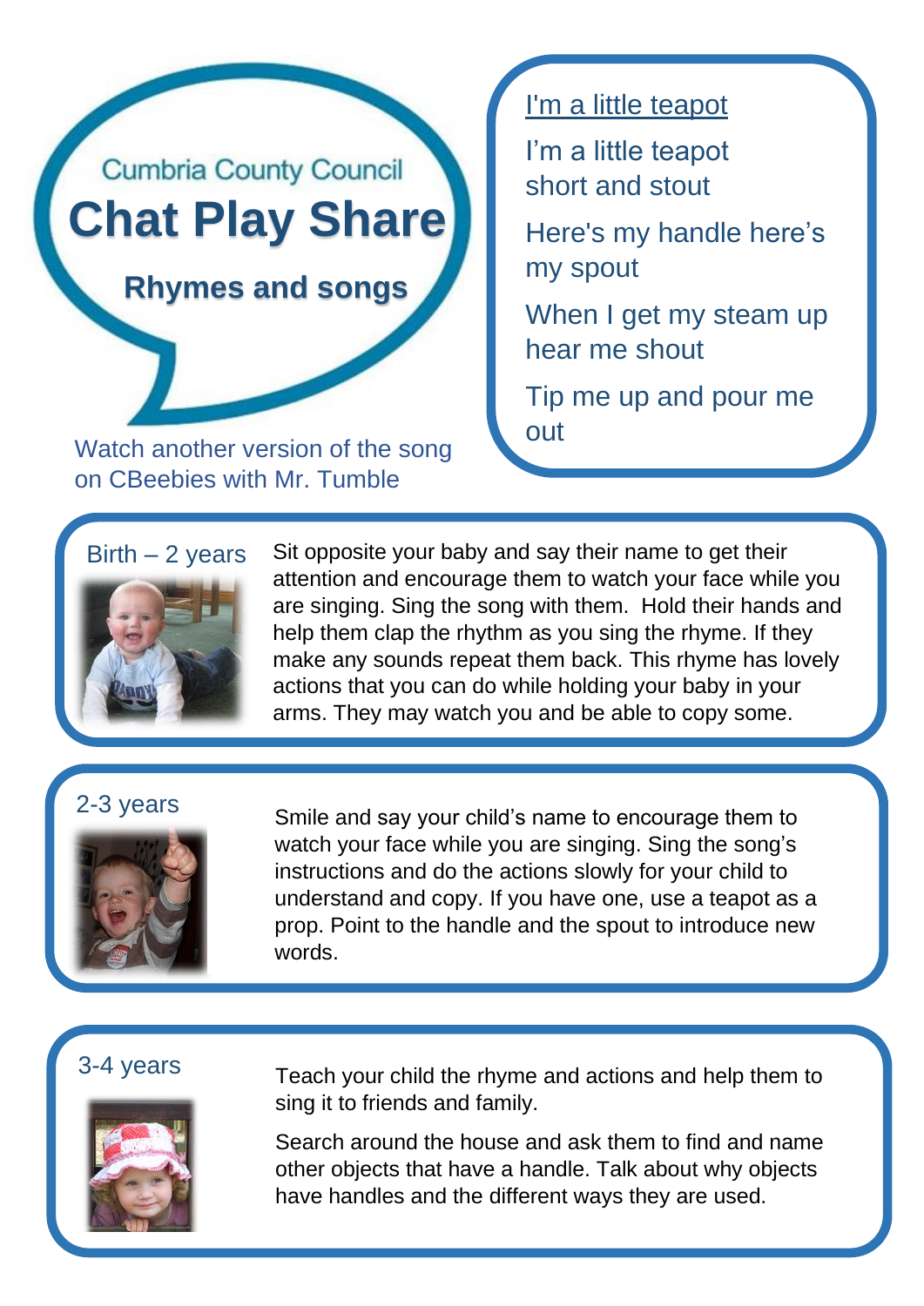Cumbria County Council

# Chat Play Share

## Rhymes and songs

Watch another version of the song on CBeebies with Mr. Tumble

### I'm a little teapot

I'm a little teapot
short and stout

Here's my handle here's
my spout

When I get my steam up
hear me shout

Tip me up and pour me
out

### Birth – 2 years

Sit opposite your baby and say their name to get their attention and encourage them to watch your face while you are singing. Sing the song with them. Hold their hands and help them clap the rhythm as you sing the rhyme. If they make any sounds repeat them back. This rhyme has lovely actions that you can do while holding your baby in your arms. They may watch you and be able to copy some.

### 2-3 years

Smile and say your child's name to encourage them to watch your face while you are singing. Sing the song's instructions and do the actions slowly for your child to understand and copy. If you have one, use a teapot as a prop. Point to the handle and the spout to introduce new words.

### 3-4 years

Teach your child the rhyme and actions and help them to sing it to friends and family.

Search around the house and ask them to find and name other objects that have a handle. Talk about why objects have handles and the different ways they are used.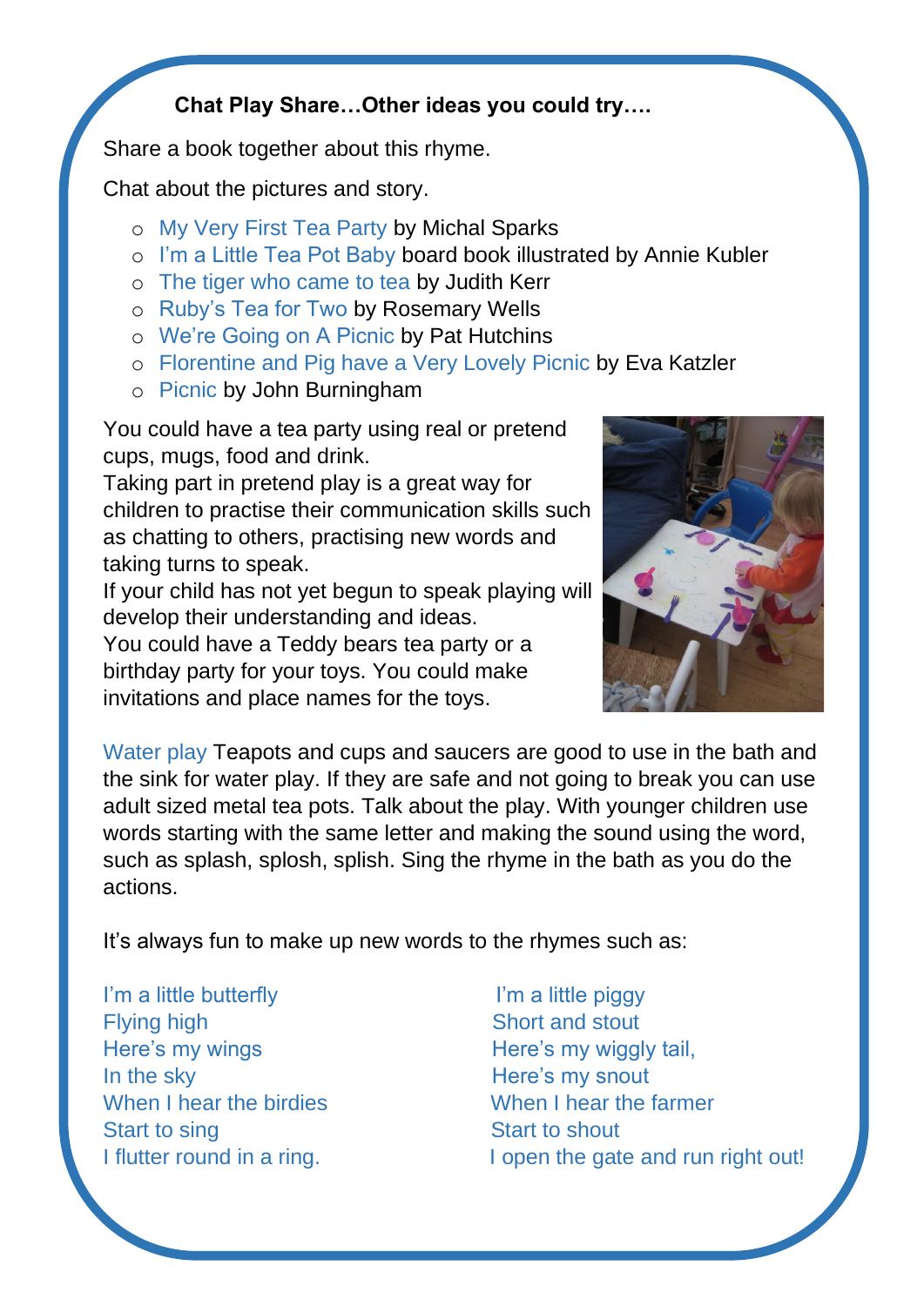**Chat Play Share…Other ideas you could try….**

Share a book together about this rhyme.

Chat about the pictures and story.

- My Very First Tea Party by Michal Sparks
- I'm a Little Tea Pot Baby board book illustrated by Annie Kubler
- The tiger who came to tea by Judith Kerr
- Ruby's Tea for Two by Rosemary Wells
- We're Going on A Picnic by Pat Hutchins
- Florentine and Pig have a Very Lovely Picnic by Eva Katzler
- Picnic by John Burningham

You could have a tea party using real or pretend cups, mugs, food and drink.
Taking part in pretend play is a great way for children to practise their communication skills such as chatting to others, practising new words and taking turns to speak.
If your child has not yet begun to speak playing will develop their understanding and ideas.
You could have a Teddy bears tea party or a birthday party for your toys. You could make invitations and place names for the toys.

Water play Teapots and cups and saucers are good to use in the bath and the sink for water play. If they are safe and not going to break you can use adult sized metal tea pots. Talk about the play. With younger children use words starting with the same letter and making the sound using the word, such as splash, splosh, splish. Sing the rhyme in the bath as you do the actions.

It's always fun to make up new words to the rhymes such as:

I'm a little butterfly
Flying high
Here's my wings
In the sky
When I hear the birdies
Start to sing
I flutter round in a ring.

I'm a little piggy
Short and stout
Here's my wiggly tail,
Here's my snout
When I hear the farmer
Start to shout
I open the gate and run right out!